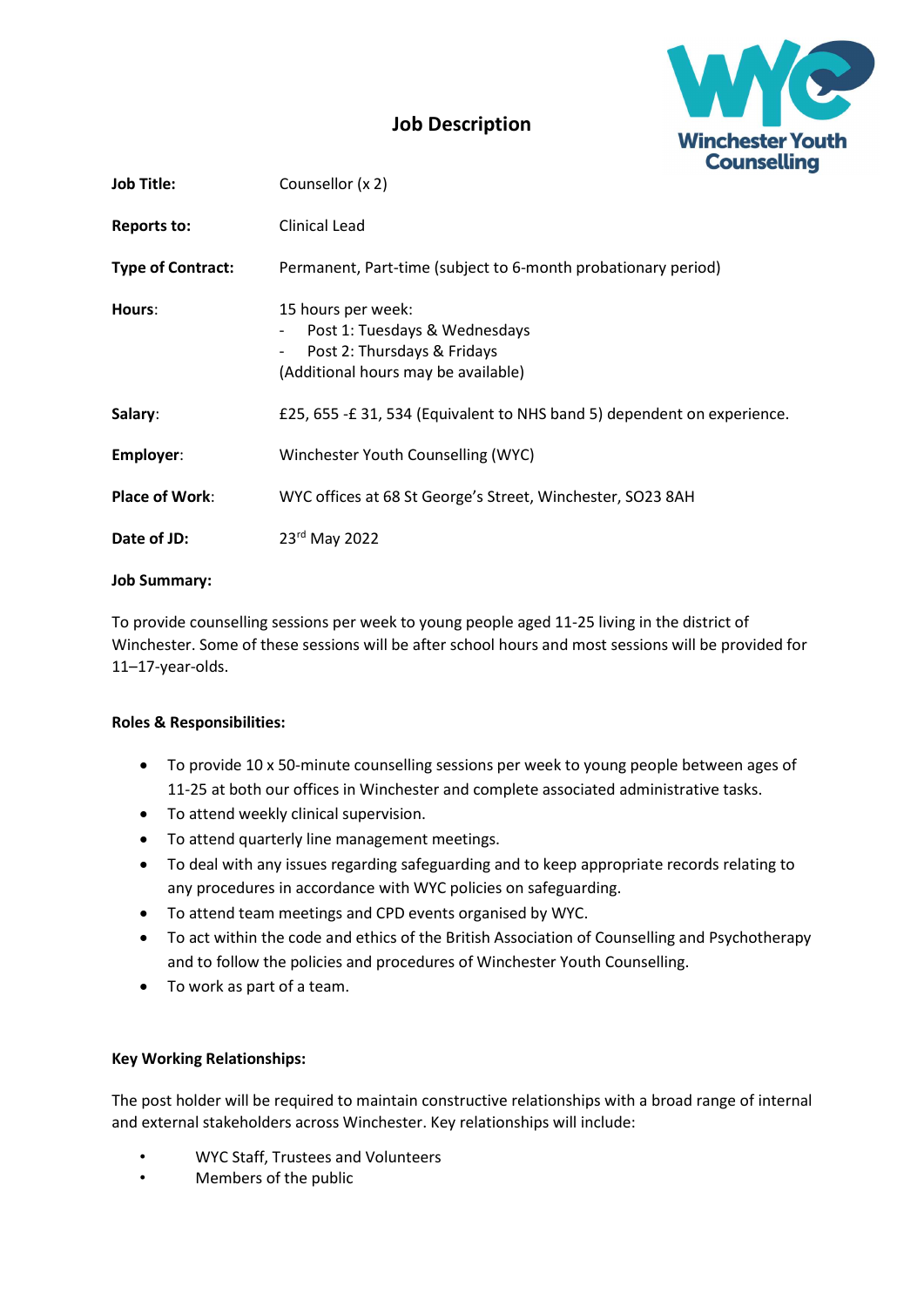# Job Description

Winchester Youth Counselling

| | |
|---|---|
| **Job Title:** | Counsellor (x 2) |
| **Reports to:** | Clinical Lead |
| **Type of Contract:** | Permanent, Part-time (subject to 6-month probationary period) |
| **Hours:** | 15 hours per week:<br>- Post 1: Tuesdays & Wednesdays<br>- Post 2: Thursdays & Fridays<br>(Additional hours may be available) |
| **Salary:** | £25, 655 -£ 31, 534 (Equivalent to NHS band 5) dependent on experience. |
| **Employer:** | Winchester Youth Counselling (WYC) |
| **Place of Work:** | WYC offices at 68 St George's Street, Winchester, SO23 8AH |
| **Date of JD:** | 23rd May 2022 |

**Job Summary:**

To provide counselling sessions per week to young people aged 11-25 living in the district of Winchester. Some of these sessions will be after school hours and most sessions will be provided for 11–17-year-olds.

**Roles & Responsibilities:**

- To provide 10 x 50-minute counselling sessions per week to young people between ages of 11-25 at both our offices in Winchester and complete associated administrative tasks.
- To attend weekly clinical supervision.
- To attend quarterly line management meetings.
- To deal with any issues regarding safeguarding and to keep appropriate records relating to any procedures in accordance with WYC policies on safeguarding.
- To attend team meetings and CPD events organised by WYC.
- To act within the code and ethics of the British Association of Counselling and Psychotherapy and to follow the policies and procedures of Winchester Youth Counselling.
- To work as part of a team.

**Key Working Relationships:**

The post holder will be required to maintain constructive relationships with a broad range of internal and external stakeholders across Winchester. Key relationships will include:

- WYC Staff, Trustees and Volunteers
- Members of the public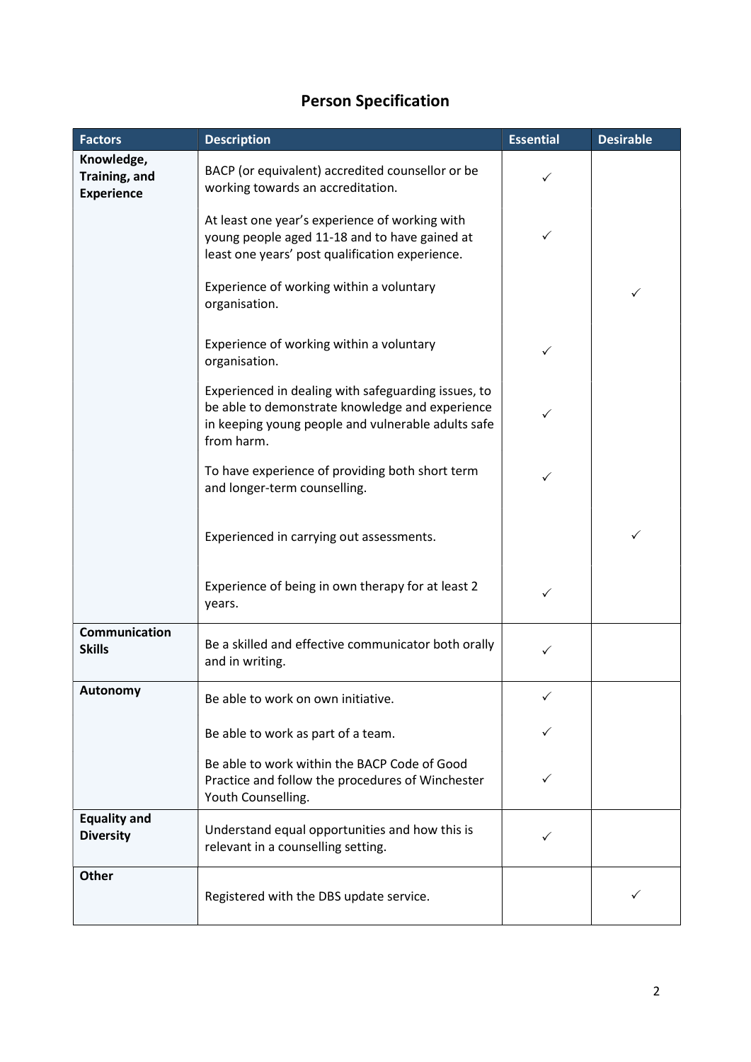## Person Specification

| Factors | Description | Essential | Desirable |
|---|---|---|---|
| **Knowledge, Training, and Experience** | BACP (or equivalent) accredited counsellor or be working towards an accreditation. | ✓ | |
| | At least one year's experience of working with young people aged 11-18 and to have gained at least one years' post qualification experience. | ✓ | |
| | Experience of working within a voluntary organisation. | | ✓ |
| | Experience of working within a voluntary organisation. | ✓ | |
| | Experienced in dealing with safeguarding issues, to be able to demonstrate knowledge and experience in keeping young people and vulnerable adults safe from harm. | ✓ | |
| | To have experience of providing both short term and longer-term counselling. | ✓ | |
| | Experienced in carrying out assessments. | | ✓ |
| | Experience of being in own therapy for at least 2 years. | ✓ | |
| **Communication Skills** | Be a skilled and effective communicator both orally and in writing. | ✓ | |
| **Autonomy** | Be able to work on own initiative. | ✓ | |
| | Be able to work as part of a team. | ✓ | |
| | Be able to work within the BACP Code of Good Practice and follow the procedures of Winchester Youth Counselling. | ✓ | |
| **Equality and Diversity** | Understand equal opportunities and how this is relevant in a counselling setting. | ✓ | |
| **Other** | Registered with the DBS update service. | | ✓ |